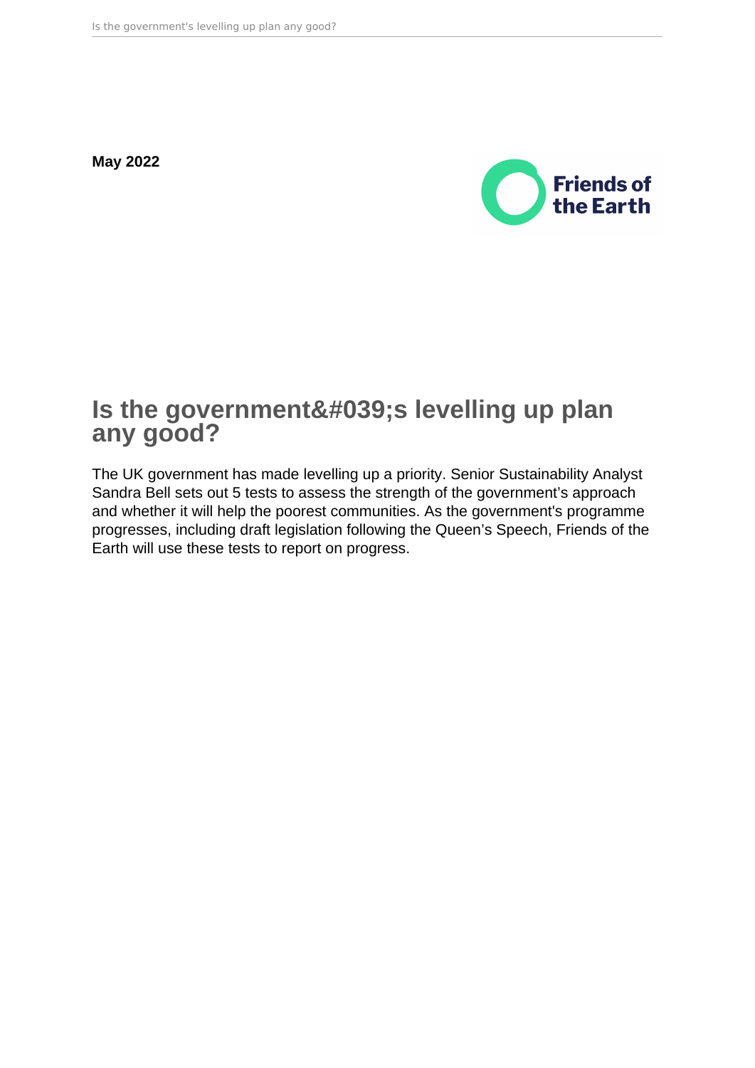**May 2022**

# Is the government&#039;s levelling up plan any good?

The UK government has made levelling up a priority. Senior Sustainability Analyst Sandra Bell sets out 5 tests to assess the strength of the government's approach and whether it will help the poorest communities. As the government's programme progresses, including draft legislation following the Queen's Speech, Friends of the Earth will use these tests to report on progress.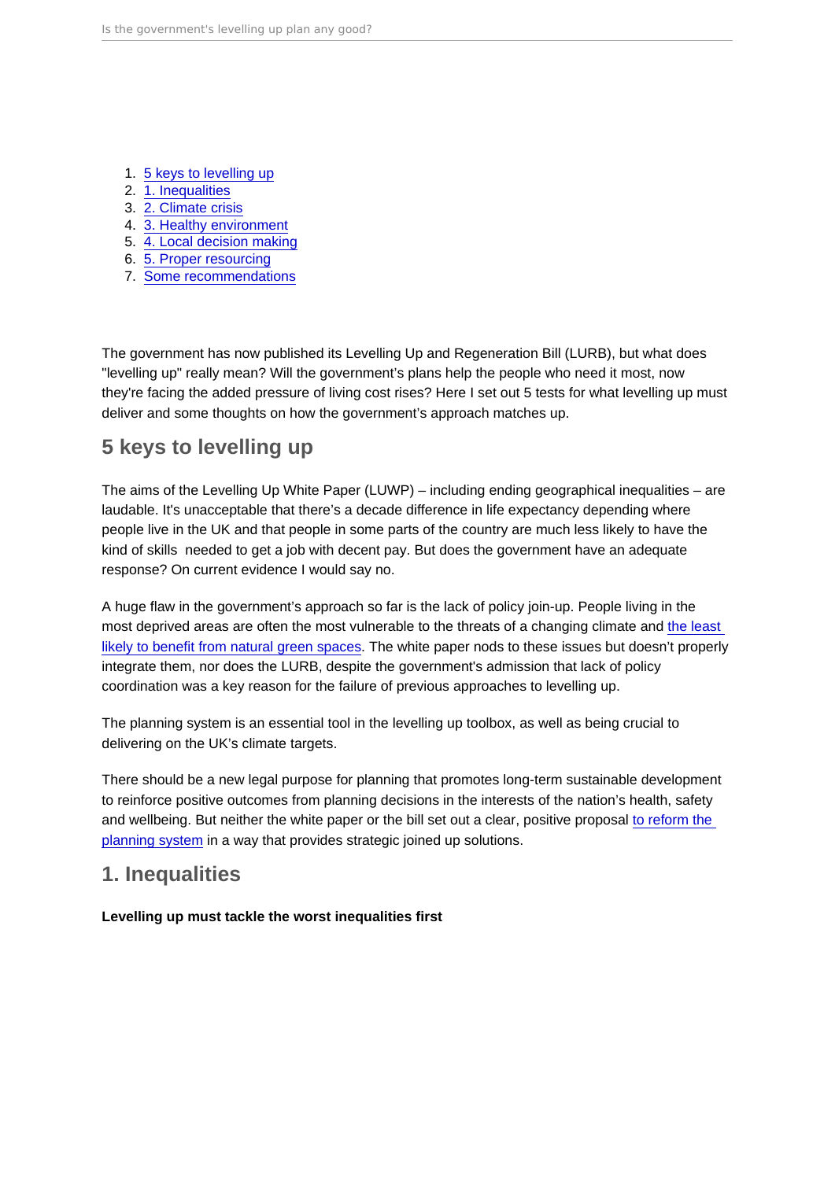1. [5 keys to levelling up]
2. [1. Inequalities]
3. [2. Climate crisis]
4. [3. Healthy environment]
5. [4. Local decision making]
6. [5. Proper resourcing]
7. [Some recommendations]

The government has now published its Levelling Up and Regeneration Bill (LURB), but what does "levelling up" really mean? Will the government's plans help the people who need it most, now they're facing the added pressure of living cost rises? Here I set out 5 tests for what levelling up must deliver and some thoughts on how the government's approach matches up.

## 5 keys to levelling up

The aims of the Levelling Up White Paper (LUWP) – including ending geographical inequalities – are laudable. It's unacceptable that there's a decade difference in life expectancy depending where people live in the UK and that people in some parts of the country are much less likely to have the kind of skills needed to get a job with decent pay. But does the government have an adequate response? On current evidence I would say no.

A huge flaw in the government's approach so far is the lack of policy join-up. People living in the most deprived areas are often the most vulnerable to the threats of a changing climate and the least likely to benefit from natural green spaces. The white paper nods to these issues but doesn't properly integrate them, nor does the LURB, despite the government's admission that lack of policy coordination was a key reason for the failure of previous approaches to levelling up.

The planning system is an essential tool in the levelling up toolbox, as well as being crucial to delivering on the UK's climate targets.

There should be a new legal purpose for planning that promotes long-term sustainable development to reinforce positive outcomes from planning decisions in the interests of the nation's health, safety and wellbeing. But neither the white paper or the bill set out a clear, positive proposal to reform the planning system in a way that provides strategic joined up solutions.

## 1. Inequalities

**Levelling up must tackle the worst inequalities first**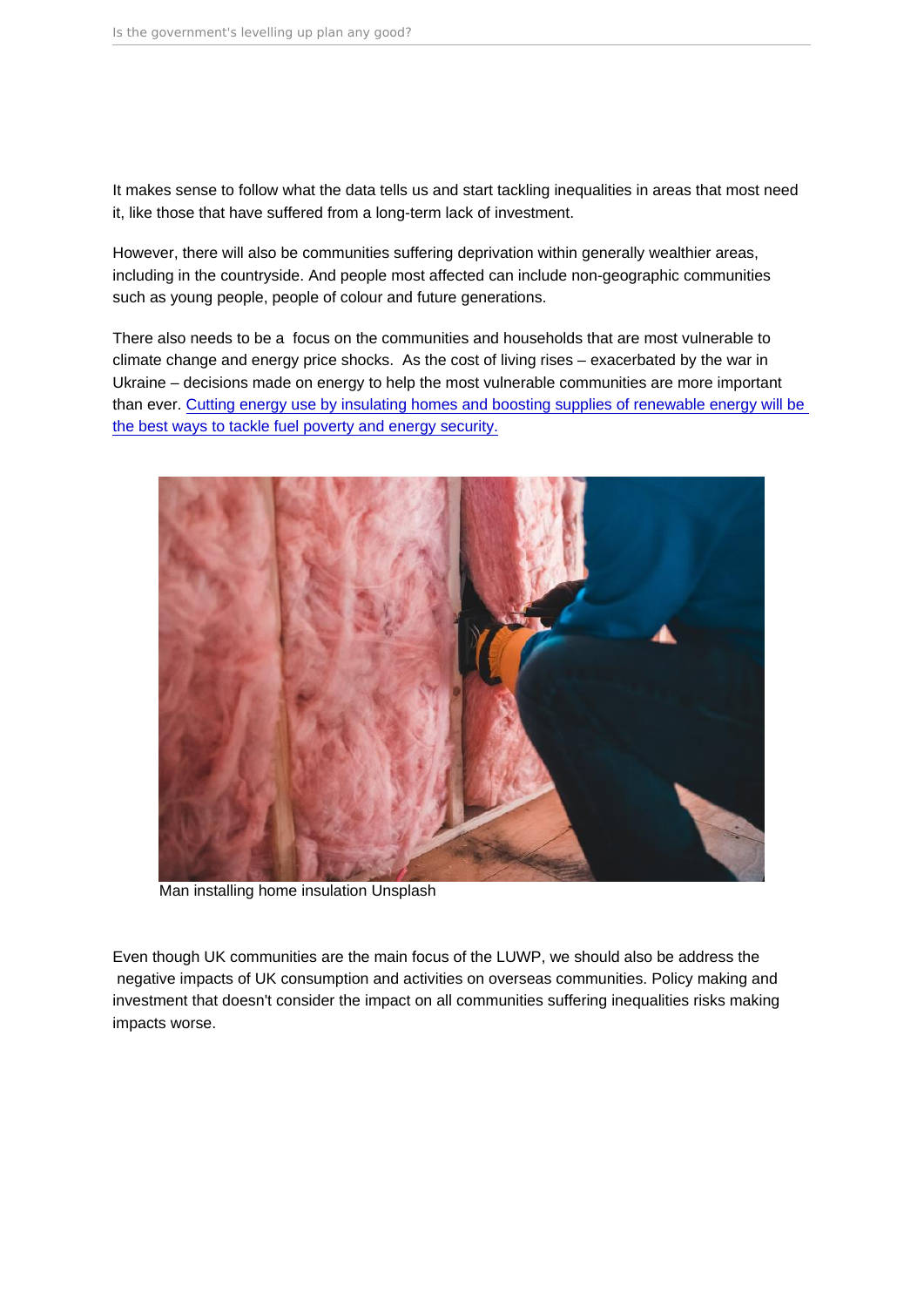It makes sense to follow what the data tells us and start tackling inequalities in areas that most need it, like those that have suffered from a long-term lack of investment.

However, there will also be communities suffering deprivation within generally wealthier areas, including in the countryside. And people most affected can include non-geographic communities such as young people, people of colour and future generations.

There also needs to be a  focus on the communities and households that are most vulnerable to climate change and energy price shocks.  As the cost of living rises – exacerbated by the war in Ukraine – decisions made on energy to help the most vulnerable communities are more important than ever. Cutting energy use by insulating homes and boosting supplies of renewable energy will be the best ways to tackle fuel poverty and energy security.

Man installing home insulation Unsplash

Even though UK communities are the main focus of the LUWP, we should also be address the  negative impacts of UK consumption and activities on overseas communities. Policy making and investment that doesn't consider the impact on all communities suffering inequalities risks making impacts worse.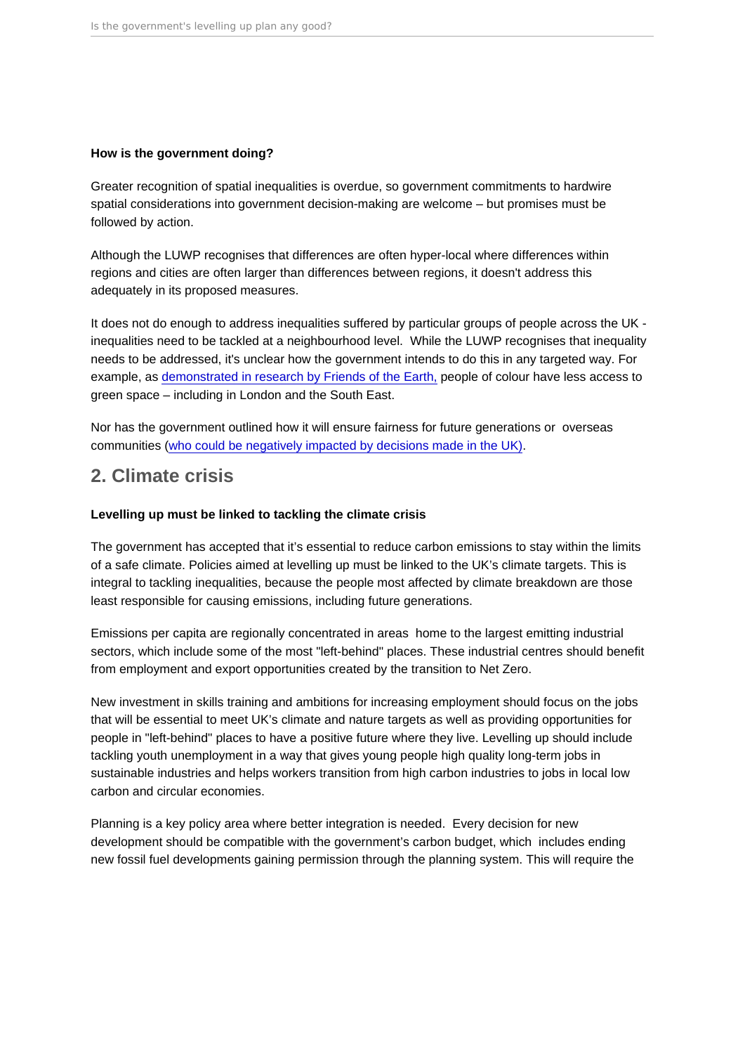**How is the government doing?**

Greater recognition of spatial inequalities is overdue, so government commitments to hardwire spatial considerations into government decision-making are welcome – but promises must be followed by action.

Although the LUWP recognises that differences are often hyper-local where differences within regions and cities are often larger than differences between regions, it doesn't address this adequately in its proposed measures.

It does not do enough to address inequalities suffered by particular groups of people across the UK - inequalities need to be tackled at a neighbourhood level. While the LUWP recognises that inequality needs to be addressed, it's unclear how the government intends to do this in any targeted way. For example, as demonstrated in research by Friends of the Earth, people of colour have less access to green space – including in London and the South East.

Nor has the government outlined how it will ensure fairness for future generations or overseas communities (who could be negatively impacted by decisions made in the UK).

## 2. Climate crisis

**Levelling up must be linked to tackling the climate crisis**

The government has accepted that it's essential to reduce carbon emissions to stay within the limits of a safe climate. Policies aimed at levelling up must be linked to the UK's climate targets. This is integral to tackling inequalities, because the people most affected by climate breakdown are those least responsible for causing emissions, including future generations.

Emissions per capita are regionally concentrated in areas home to the largest emitting industrial sectors, which include some of the most "left-behind" places. These industrial centres should benefit from employment and export opportunities created by the transition to Net Zero.

New investment in skills training and ambitions for increasing employment should focus on the jobs that will be essential to meet UK's climate and nature targets as well as providing opportunities for people in "left-behind" places to have a positive future where they live. Levelling up should include tackling youth unemployment in a way that gives young people high quality long-term jobs in sustainable industries and helps workers transition from high carbon industries to jobs in local low carbon and circular economies.

Planning is a key policy area where better integration is needed. Every decision for new development should be compatible with the government's carbon budget, which includes ending new fossil fuel developments gaining permission through the planning system. This will require the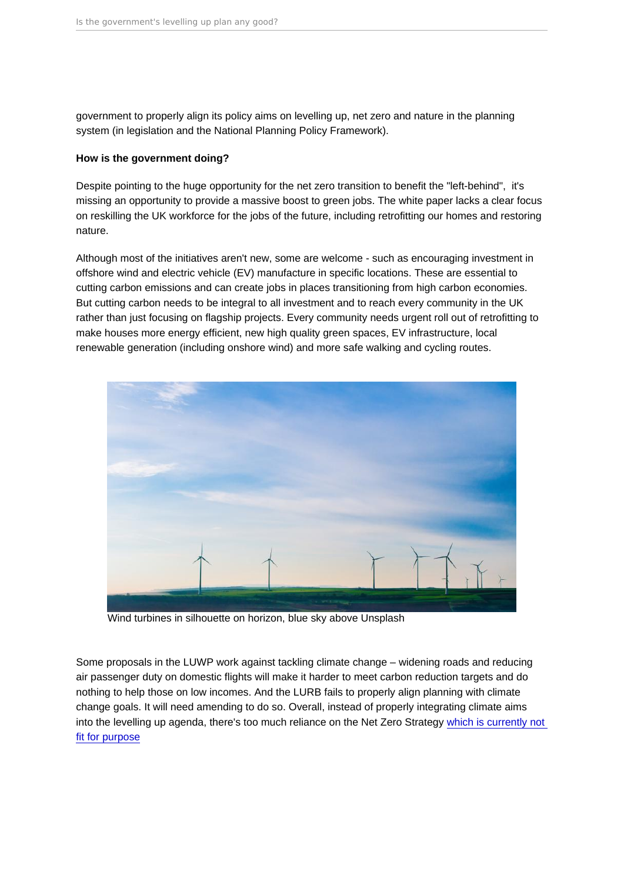government to properly align its policy aims on levelling up, net zero and nature in the planning system (in legislation and the National Planning Policy Framework).

**How is the government doing?**

Despite pointing to the huge opportunity for the net zero transition to benefit the "left-behind", it's missing an opportunity to provide a massive boost to green jobs. The white paper lacks a clear focus on reskilling the UK workforce for the jobs of the future, including retrofitting our homes and restoring nature.

Although most of the initiatives aren't new, some are welcome - such as encouraging investment in offshore wind and electric vehicle (EV) manufacture in specific locations. These are essential to cutting carbon emissions and can create jobs in places transitioning from high carbon economies. But cutting carbon needs to be integral to all investment and to reach every community in the UK rather than just focusing on flagship projects. Every community needs urgent roll out of retrofitting to make houses more energy efficient, new high quality green spaces, EV infrastructure, local renewable generation (including onshore wind) and more safe walking and cycling routes.

Wind turbines in silhouette on horizon, blue sky above Unsplash

Some proposals in the LUWP work against tackling climate change – widening roads and reducing air passenger duty on domestic flights will make it harder to meet carbon reduction targets and do nothing to help those on low incomes. And the LURB fails to properly align planning with climate change goals. It will need amending to do so. Overall, instead of properly integrating climate aims into the levelling up agenda, there's too much reliance on the Net Zero Strategy which is currently not fit for purpose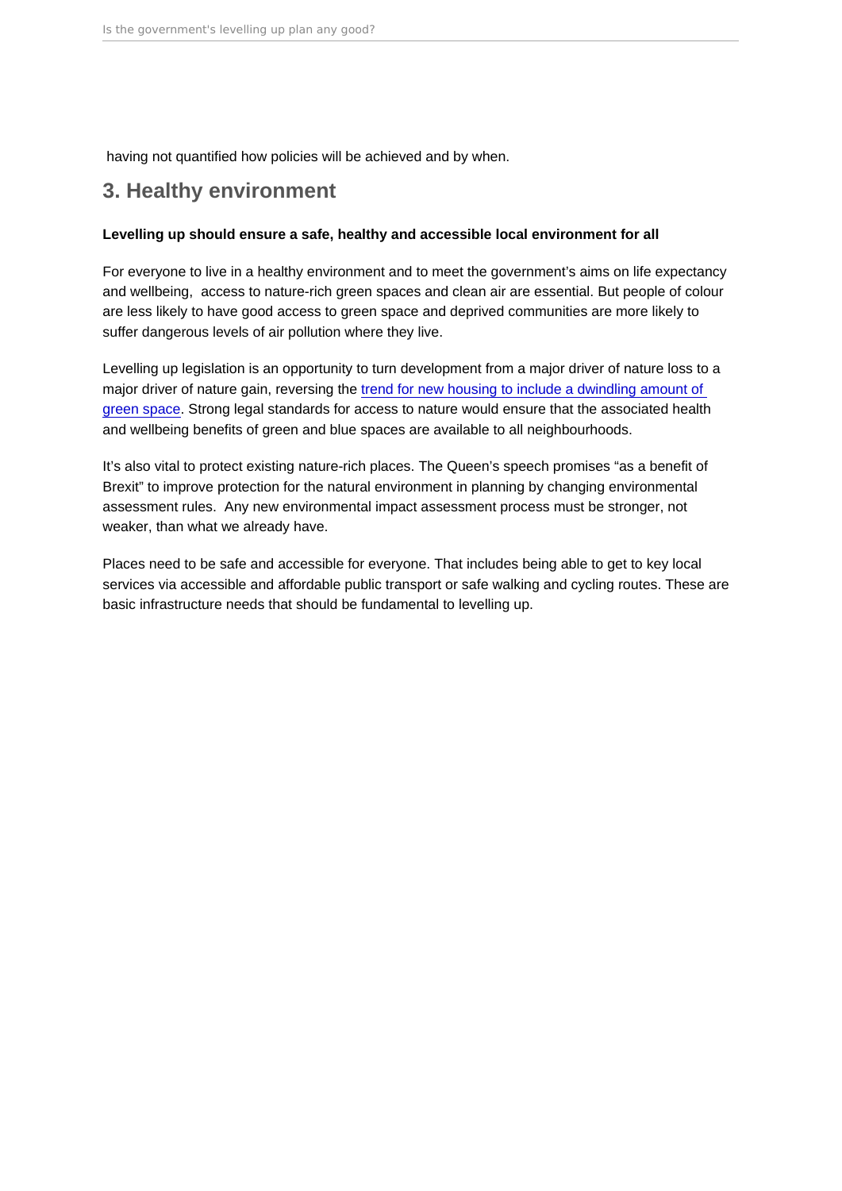having not quantified how policies will be achieved and by when.

## 3. Healthy environment

**Levelling up should ensure a safe, healthy and accessible local environment for all**

For everyone to live in a healthy environment and to meet the government's aims on life expectancy and wellbeing, access to nature-rich green spaces and clean air are essential. But people of colour are less likely to have good access to green space and deprived communities are more likely to suffer dangerous levels of air pollution where they live.

Levelling up legislation is an opportunity to turn development from a major driver of nature loss to a major driver of nature gain, reversing the trend for new housing to include a dwindling amount of green space. Strong legal standards for access to nature would ensure that the associated health and wellbeing benefits of green and blue spaces are available to all neighbourhoods.

It's also vital to protect existing nature-rich places. The Queen's speech promises "as a benefit of Brexit" to improve protection for the natural environment in planning by changing environmental assessment rules. Any new environmental impact assessment process must be stronger, not weaker, than what we already have.

Places need to be safe and accessible for everyone. That includes being able to get to key local services via accessible and affordable public transport or safe walking and cycling routes. These are basic infrastructure needs that should be fundamental to levelling up.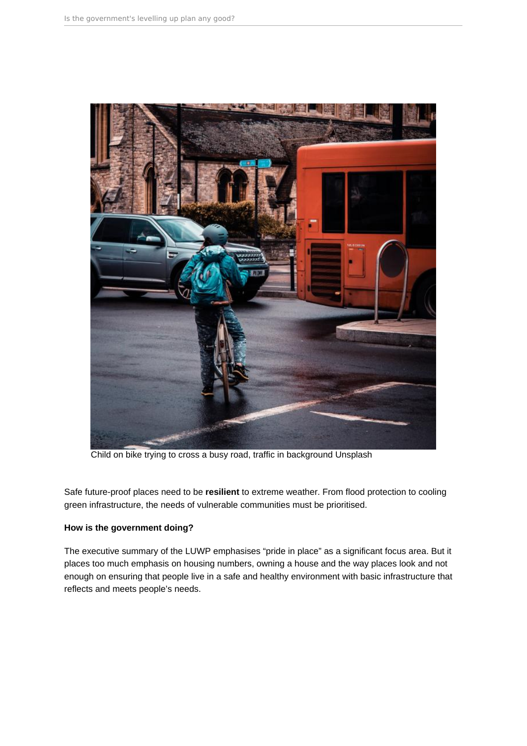Child on bike trying to cross a busy road, traffic in background Unsplash

Safe future-proof places need to be **resilient** to extreme weather. From flood protection to cooling green infrastructure, the needs of vulnerable communities must be prioritised.

**How is the government doing?**

The executive summary of the LUWP emphasises "pride in place" as a significant focus area. But it places too much emphasis on housing numbers, owning a house and the way places look and not enough on ensuring that people live in a safe and healthy environment with basic infrastructure that reflects and meets people's needs.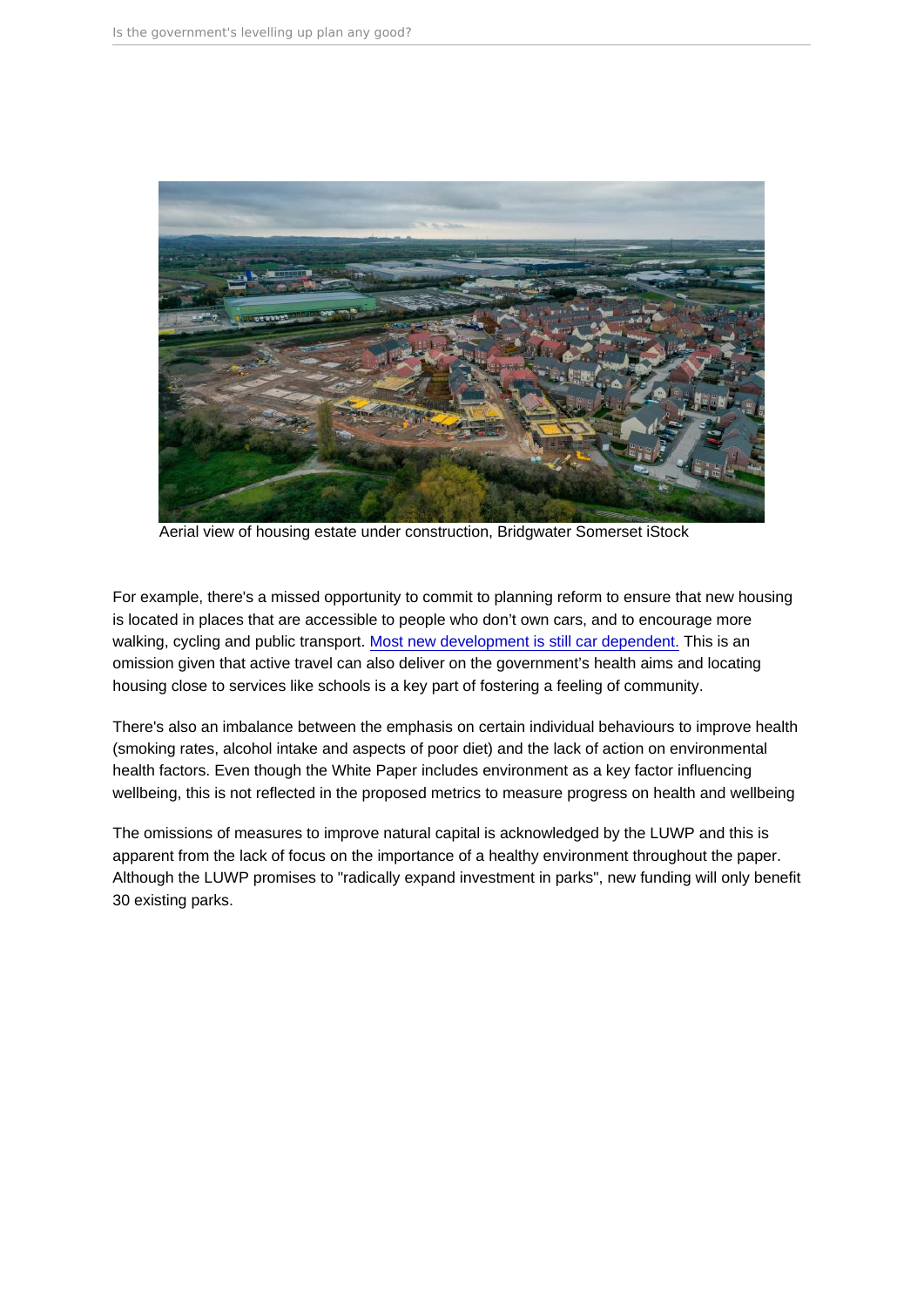Aerial view of housing estate under construction, Bridgwater Somerset iStock

For example, there's a missed opportunity to commit to planning reform to ensure that new housing is located in places that are accessible to people who don't own cars, and to encourage more walking, cycling and public transport. Most new development is still car dependent. This is an omission given that active travel can also deliver on the government's health aims and locating housing close to services like schools is a key part of fostering a feeling of community.

There's also an imbalance between the emphasis on certain individual behaviours to improve health (smoking rates, alcohol intake and aspects of poor diet) and the lack of action on environmental health factors. Even though the White Paper includes environment as a key factor influencing wellbeing, this is not reflected in the proposed metrics to measure progress on health and wellbeing

The omissions of measures to improve natural capital is acknowledged by the LUWP and this is apparent from the lack of focus on the importance of a healthy environment throughout the paper. Although the LUWP promises to "radically expand investment in parks", new funding will only benefit 30 existing parks.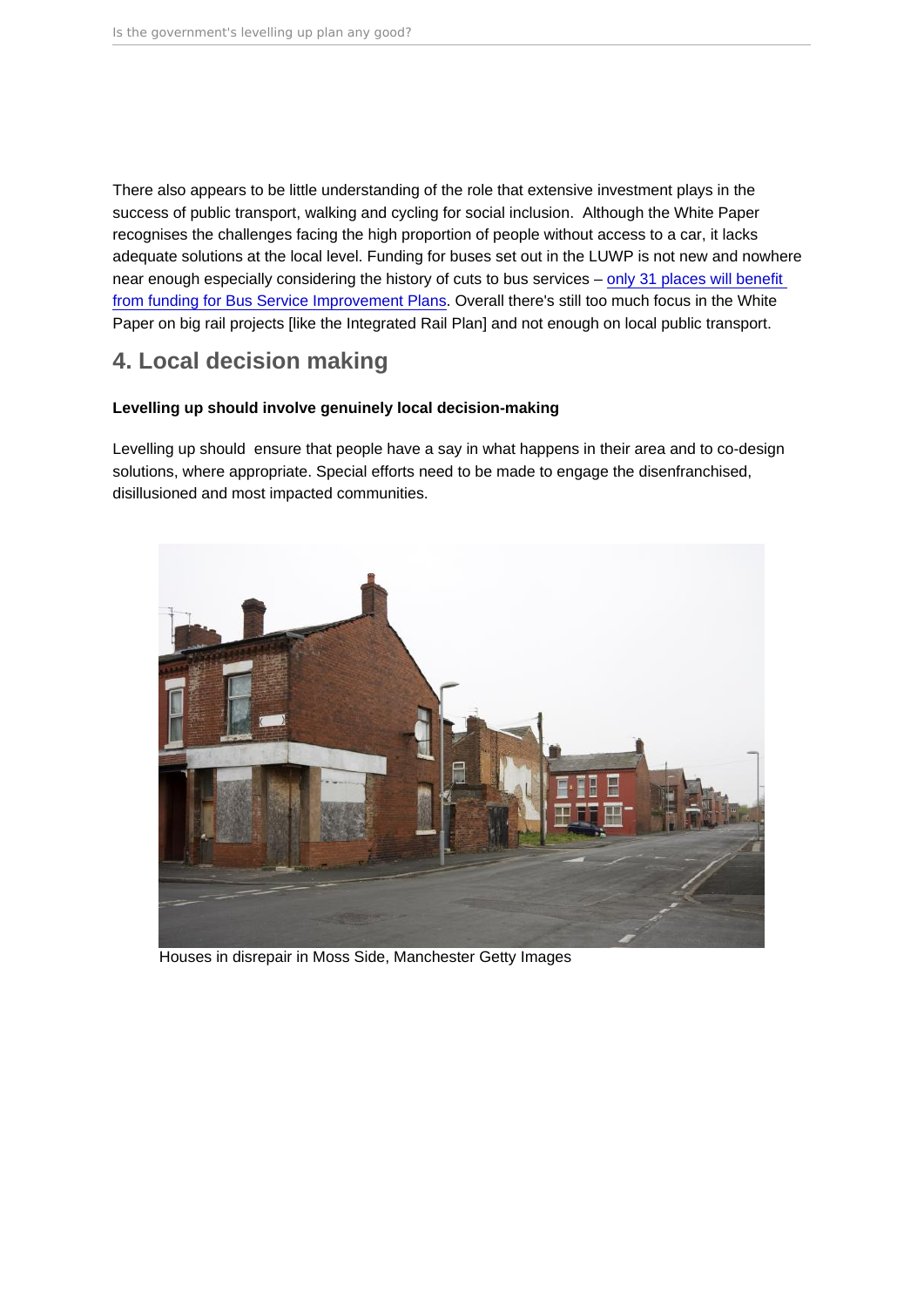There also appears to be little understanding of the role that extensive investment plays in the success of public transport, walking and cycling for social inclusion. Although the White Paper recognises the challenges facing the high proportion of people without access to a car, it lacks adequate solutions at the local level. Funding for buses set out in the LUWP is not new and nowhere near enough especially considering the history of cuts to bus services – only 31 places will benefit from funding for Bus Service Improvement Plans. Overall there's still too much focus in the White Paper on big rail projects [like the Integrated Rail Plan] and not enough on local public transport.

## 4. Local decision making

**Levelling up should involve genuinely local decision-making**

Levelling up should ensure that people have a say in what happens in their area and to co-design solutions, where appropriate. Special efforts need to be made to engage the disenfranchised, disillusioned and most impacted communities.

Houses in disrepair in Moss Side, Manchester Getty Images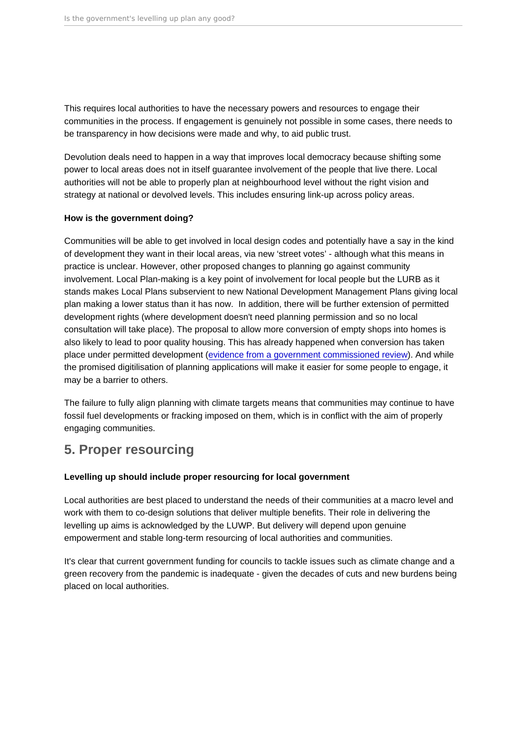This requires local authorities to have the necessary powers and resources to engage their communities in the process. If engagement is genuinely not possible in some cases, there needs to be transparency in how decisions were made and why, to aid public trust.

Devolution deals need to happen in a way that improves local democracy because shifting some power to local areas does not in itself guarantee involvement of the people that live there. Local authorities will not be able to properly plan at neighbourhood level without the right vision and strategy at national or devolved levels. This includes ensuring link-up across policy areas.

**How is the government doing?**

Communities will be able to get involved in local design codes and potentially have a say in the kind of development they want in their local areas, via new 'street votes' - although what this means in practice is unclear. However, other proposed changes to planning go against community involvement. Local Plan-making is a key point of involvement for local people but the LURB as it stands makes Local Plans subservient to new National Development Management Plans giving local plan making a lower status than it has now. In addition, there will be further extension of permitted development rights (where development doesn't need planning permission and so no local consultation will take place). The proposal to allow more conversion of empty shops into homes is also likely to lead to poor quality housing. This has already happened when conversion has taken place under permitted development (evidence from a government commissioned review). And while the promised digitilisation of planning applications will make it easier for some people to engage, it may be a barrier to others.

The failure to fully align planning with climate targets means that communities may continue to have fossil fuel developments or fracking imposed on them, which is in conflict with the aim of properly engaging communities.

## 5. Proper resourcing

**Levelling up should include proper resourcing for local government**

Local authorities are best placed to understand the needs of their communities at a macro level and work with them to co-design solutions that deliver multiple benefits. Their role in delivering the levelling up aims is acknowledged by the LUWP. But delivery will depend upon genuine empowerment and stable long-term resourcing of local authorities and communities.

It's clear that current government funding for councils to tackle issues such as climate change and a green recovery from the pandemic is inadequate - given the decades of cuts and new burdens being placed on local authorities.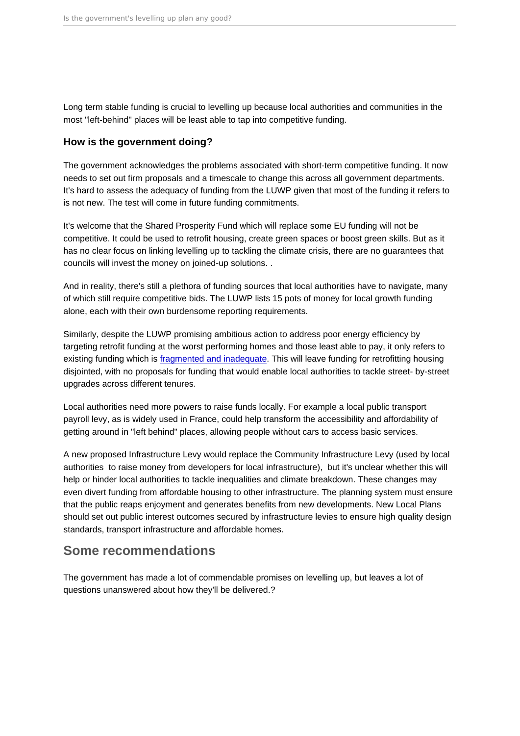Long term stable funding is crucial to levelling up because local authorities and communities in the most "left-behind" places will be least able to tap into competitive funding.

### How is the government doing?

The government acknowledges the problems associated with short-term competitive funding. It now needs to set out firm proposals and a timescale to change this across all government departments. It's hard to assess the adequacy of funding from the LUWP given that most of the funding it refers to is not new. The test will come in future funding commitments.

It's welcome that the Shared Prosperity Fund which will replace some EU funding will not be competitive. It could be used to retrofit housing, create green spaces or boost green skills. But as it has no clear focus on linking levelling up to tackling the climate crisis, there are no guarantees that councils will invest the money on joined-up solutions. .

And in reality, there's still a plethora of funding sources that local authorities have to navigate, many of which still require competitive bids. The LUWP lists 15 pots of money for local growth funding alone, each with their own burdensome reporting requirements.

Similarly, despite the LUWP promising ambitious action to address poor energy efficiency by targeting retrofit funding at the worst performing homes and those least able to pay, it only refers to existing funding which is fragmented and inadequate. This will leave funding for retrofitting housing disjointed, with no proposals for funding that would enable local authorities to tackle street- by-street upgrades across different tenures.

Local authorities need more powers to raise funds locally. For example a local public transport payroll levy, as is widely used in France, could help transform the accessibility and affordability of getting around in "left behind" places, allowing people without cars to access basic services.

A new proposed Infrastructure Levy would replace the Community Infrastructure Levy (used by local authorities to raise money from developers for local infrastructure), but it's unclear whether this will help or hinder local authorities to tackle inequalities and climate breakdown. These changes may even divert funding from affordable housing to other infrastructure. The planning system must ensure that the public reaps enjoyment and generates benefits from new developments. New Local Plans should set out public interest outcomes secured by infrastructure levies to ensure high quality design standards, transport infrastructure and affordable homes.

## Some recommendations

The government has made a lot of commendable promises on levelling up, but leaves a lot of questions unanswered about how they'll be delivered.?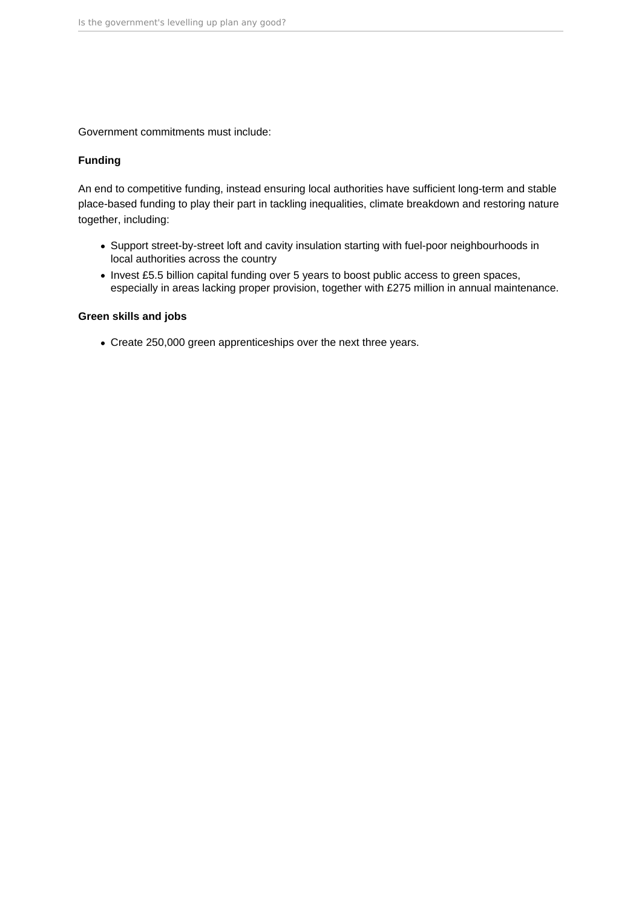Government commitments must include:

**Funding**

An end to competitive funding, instead ensuring local authorities have sufficient long-term and stable place-based funding to play their part in tackling inequalities, climate breakdown and restoring nature together, including:

- Support street-by-street loft and cavity insulation starting with fuel-poor neighbourhoods in local authorities across the country
- Invest £5.5 billion capital funding over 5 years to boost public access to green spaces, especially in areas lacking proper provision, together with £275 million in annual maintenance.

**Green skills and jobs**

- Create 250,000 green apprenticeships over the next three years.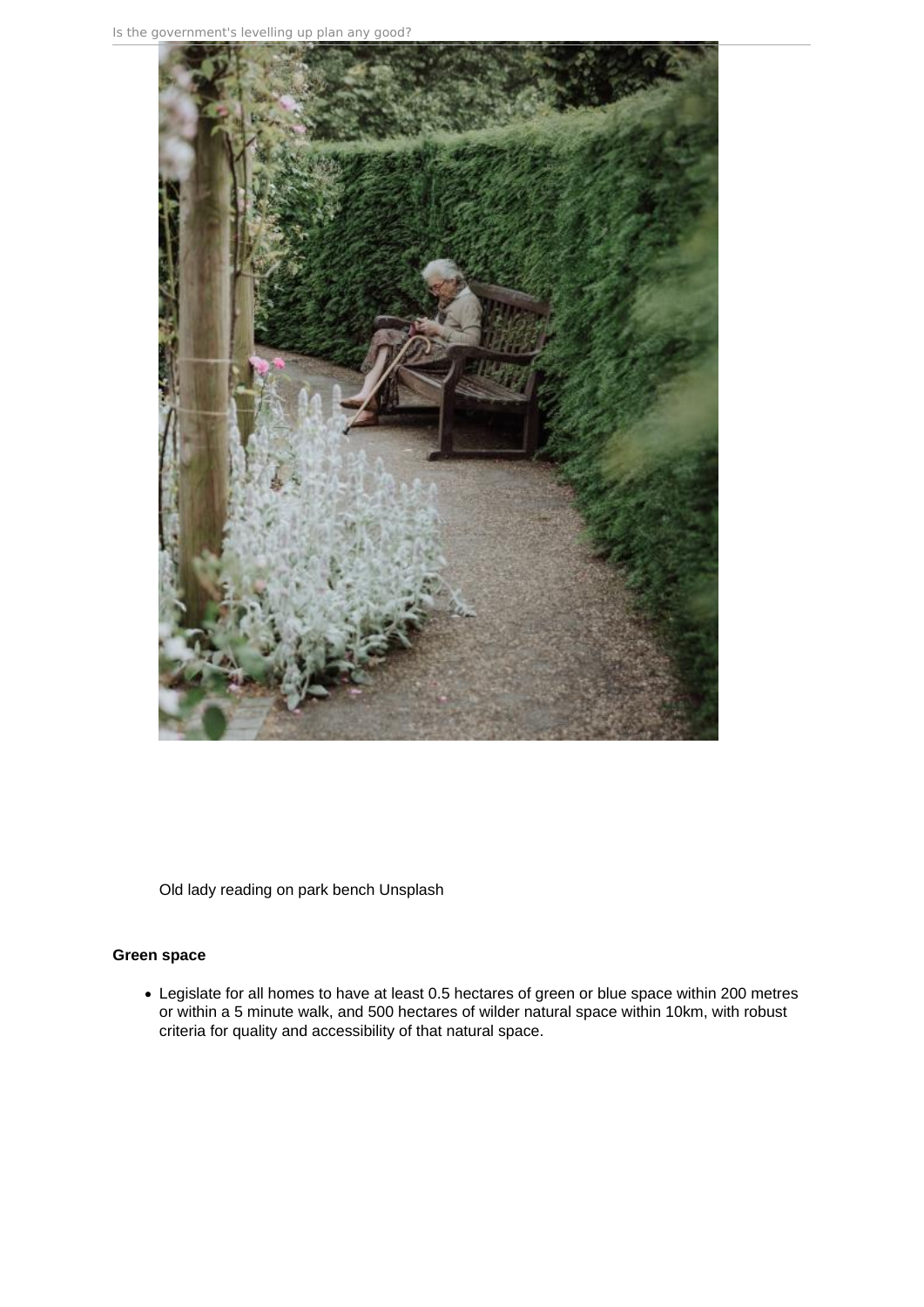Old lady reading on park bench Unsplash

**Green space**

- Legislate for all homes to have at least 0.5 hectares of green or blue space within 200 metres or within a 5 minute walk, and 500 hectares of wilder natural space within 10km, with robust criteria for quality and accessibility of that natural space.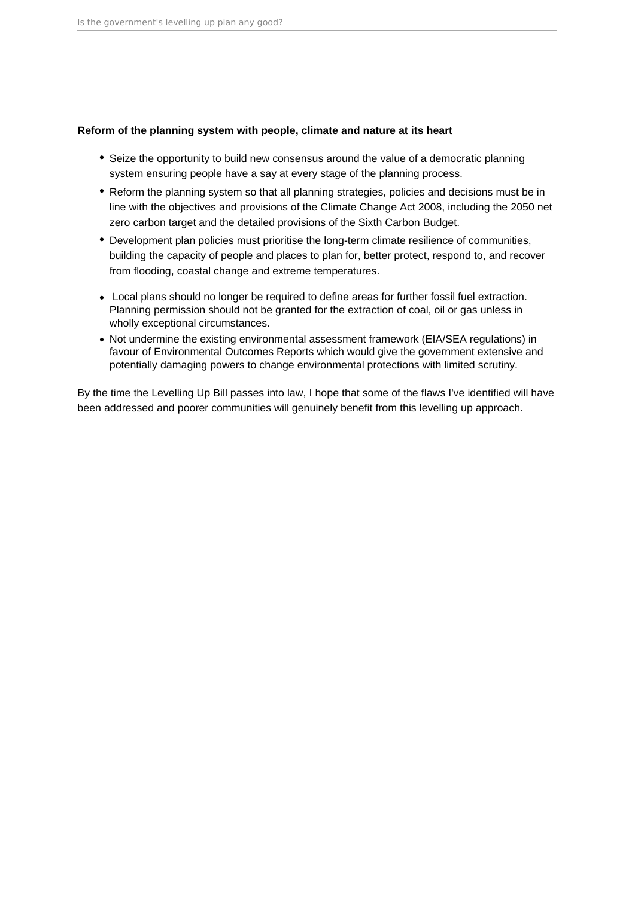**Reform of the planning system with people, climate and nature at its heart**

- Seize the opportunity to build new consensus around the value of a democratic planning system ensuring people have a say at every stage of the planning process.
- Reform the planning system so that all planning strategies, policies and decisions must be in line with the objectives and provisions of the Climate Change Act 2008, including the 2050 net zero carbon target and the detailed provisions of the Sixth Carbon Budget.
- Development plan policies must prioritise the long-term climate resilience of communities, building the capacity of people and places to plan for, better protect, respond to, and recover from flooding, coastal change and extreme temperatures.
- Local plans should no longer be required to define areas for further fossil fuel extraction. Planning permission should not be granted for the extraction of coal, oil or gas unless in wholly exceptional circumstances.
- Not undermine the existing environmental assessment framework (EIA/SEA regulations) in favour of Environmental Outcomes Reports which would give the government extensive and potentially damaging powers to change environmental protections with limited scrutiny.

By the time the Levelling Up Bill passes into law, I hope that some of the flaws I've identified will have been addressed and poorer communities will genuinely benefit from this levelling up approach.